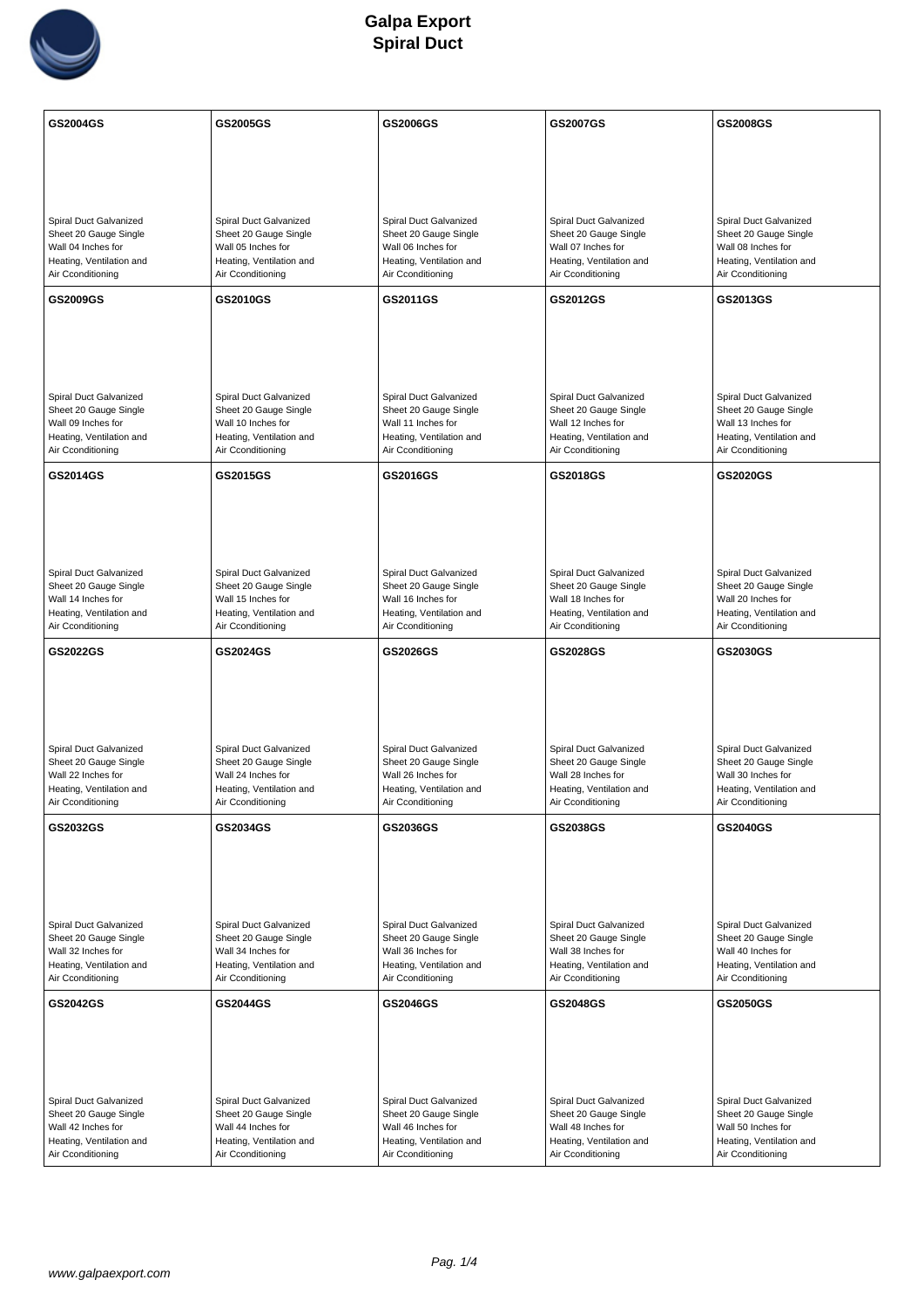# Galpa Export
## Spiral Duct

| GS2004GS | GS2005GS | GS2006GS | GS2007GS | GS2008GS |
|---|---|---|---|---|
| Spiral Duct Galvanized Sheet 20 Gauge Single Wall 04 Inches for Heating, Ventilation and Air Cconditioning | Spiral Duct Galvanized Sheet 20 Gauge Single Wall 05 Inches for Heating, Ventilation and Air Cconditioning | Spiral Duct Galvanized Sheet 20 Gauge Single Wall 06 Inches for Heating, Ventilation and Air Cconditioning | Spiral Duct Galvanized Sheet 20 Gauge Single Wall 07 Inches for Heating, Ventilation and Air Cconditioning | Spiral Duct Galvanized Sheet 20 Gauge Single Wall 08 Inches for Heating, Ventilation and Air Cconditioning |
| **GS2009GS** | **GS2010GS** | **GS2011GS** | **GS2012GS** | **GS2013GS** |
| Spiral Duct Galvanized Sheet 20 Gauge Single Wall 09 Inches for Heating, Ventilation and Air Cconditioning | Spiral Duct Galvanized Sheet 20 Gauge Single Wall 10 Inches for Heating, Ventilation and Air Cconditioning | Spiral Duct Galvanized Sheet 20 Gauge Single Wall 11 Inches for Heating, Ventilation and Air Cconditioning | Spiral Duct Galvanized Sheet 20 Gauge Single Wall 12 Inches for Heating, Ventilation and Air Cconditioning | Spiral Duct Galvanized Sheet 20 Gauge Single Wall 13 Inches for Heating, Ventilation and Air Cconditioning |
| **GS2014GS** | **GS2015GS** | **GS2016GS** | **GS2018GS** | **GS2020GS** |
| Spiral Duct Galvanized Sheet 20 Gauge Single Wall 14 Inches for Heating, Ventilation and Air Cconditioning | Spiral Duct Galvanized Sheet 20 Gauge Single Wall 15 Inches for Heating, Ventilation and Air Cconditioning | Spiral Duct Galvanized Sheet 20 Gauge Single Wall 16 Inches for Heating, Ventilation and Air Cconditioning | Spiral Duct Galvanized Sheet 20 Gauge Single Wall 18 Inches for Heating, Ventilation and Air Cconditioning | Spiral Duct Galvanized Sheet 20 Gauge Single Wall 20 Inches for Heating, Ventilation and Air Cconditioning |
| **GS2022GS** | **GS2024GS** | **GS2026GS** | **GS2028GS** | **GS2030GS** |
| Spiral Duct Galvanized Sheet 20 Gauge Single Wall 22 Inches for Heating, Ventilation and Air Cconditioning | Spiral Duct Galvanized Sheet 20 Gauge Single Wall 24 Inches for Heating, Ventilation and Air Cconditioning | Spiral Duct Galvanized Sheet 20 Gauge Single Wall 26 Inches for Heating, Ventilation and Air Cconditioning | Spiral Duct Galvanized Sheet 20 Gauge Single Wall 28 Inches for Heating, Ventilation and Air Cconditioning | Spiral Duct Galvanized Sheet 20 Gauge Single Wall 30 Inches for Heating, Ventilation and Air Cconditioning |
| **GS2032GS** | **GS2034GS** | **GS2036GS** | **GS2038GS** | **GS2040GS** |
| Spiral Duct Galvanized Sheet 20 Gauge Single Wall 32 Inches for Heating, Ventilation and Air Cconditioning | Spiral Duct Galvanized Sheet 20 Gauge Single Wall 34 Inches for Heating, Ventilation and Air Cconditioning | Spiral Duct Galvanized Sheet 20 Gauge Single Wall 36 Inches for Heating, Ventilation and Air Cconditioning | Spiral Duct Galvanized Sheet 20 Gauge Single Wall 38 Inches for Heating, Ventilation and Air Cconditioning | Spiral Duct Galvanized Sheet 20 Gauge Single Wall 40 Inches for Heating, Ventilation and Air Cconditioning |
| **GS2042GS** | **GS2044GS** | **GS2046GS** | **GS2048GS** | **GS2050GS** |
| Spiral Duct Galvanized Sheet 20 Gauge Single Wall 42 Inches for Heating, Ventilation and Air Cconditioning | Spiral Duct Galvanized Sheet 20 Gauge Single Wall 44 Inches for Heating, Ventilation and Air Cconditioning | Spiral Duct Galvanized Sheet 20 Gauge Single Wall 46 Inches for Heating, Ventilation and Air Cconditioning | Spiral Duct Galvanized Sheet 20 Gauge Single Wall 48 Inches for Heating, Ventilation and Air Cconditioning | Spiral Duct Galvanized Sheet 20 Gauge Single Wall 50 Inches for Heating, Ventilation and Air Cconditioning |

www.galpaexport.com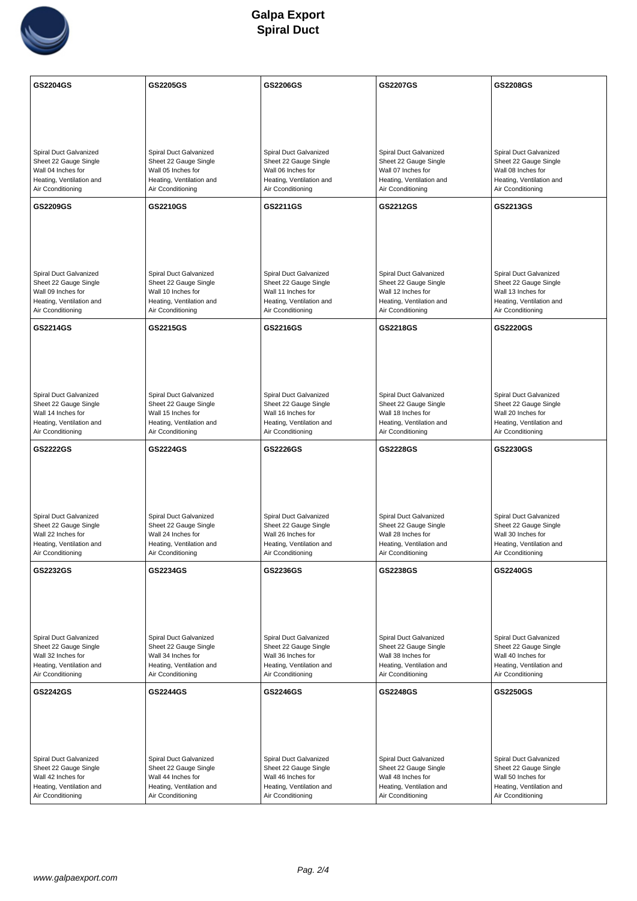# Galpa Export
## Spiral Duct

| | | | | |
|---|---|---|---|---|
| **GS2204GS**<br><br>Spiral Duct Galvanized Sheet 22 Gauge Single Wall 04 Inches for Heating, Ventilation and Air Cconditioning | **GS2205GS**<br><br>Spiral Duct Galvanized Sheet 22 Gauge Single Wall 05 Inches for Heating, Ventilation and Air Cconditioning | **GS2206GS**<br><br>Spiral Duct Galvanized Sheet 22 Gauge Single Wall 06 Inches for Heating, Ventilation and Air Cconditioning | **GS2207GS**<br><br>Spiral Duct Galvanized Sheet 22 Gauge Single Wall 07 Inches for Heating, Ventilation and Air Cconditioning | **GS2208GS**<br><br>Spiral Duct Galvanized Sheet 22 Gauge Single Wall 08 Inches for Heating, Ventilation and Air Cconditioning |
| **GS2209GS**<br><br>Spiral Duct Galvanized Sheet 22 Gauge Single Wall 09 Inches for Heating, Ventilation and Air Cconditioning | **GS2210GS**<br><br>Spiral Duct Galvanized Sheet 22 Gauge Single Wall 10 Inches for Heating, Ventilation and Air Cconditioning | **GS2211GS**<br><br>Spiral Duct Galvanized Sheet 22 Gauge Single Wall 11 Inches for Heating, Ventilation and Air Cconditioning | **GS2212GS**<br><br>Spiral Duct Galvanized Sheet 22 Gauge Single Wall 12 Inches for Heating, Ventilation and Air Cconditioning | **GS2213GS**<br><br>Spiral Duct Galvanized Sheet 22 Gauge Single Wall 13 Inches for Heating, Ventilation and Air Cconditioning |
| **GS2214GS**<br><br>Spiral Duct Galvanized Sheet 22 Gauge Single Wall 14 Inches for Heating, Ventilation and Air Cconditioning | **GS2215GS**<br><br>Spiral Duct Galvanized Sheet 22 Gauge Single Wall 15 Inches for Heating, Ventilation and Air Cconditioning | **GS2216GS**<br><br>Spiral Duct Galvanized Sheet 22 Gauge Single Wall 16 Inches for Heating, Ventilation and Air Cconditioning | **GS2218GS**<br><br>Spiral Duct Galvanized Sheet 22 Gauge Single Wall 18 Inches for Heating, Ventilation and Air Cconditioning | **GS2220GS**<br><br>Spiral Duct Galvanized Sheet 22 Gauge Single Wall 20 Inches for Heating, Ventilation and Air Cconditioning |
| **GS2222GS**<br><br>Spiral Duct Galvanized Sheet 22 Gauge Single Wall 22 Inches for Heating, Ventilation and Air Cconditioning | **GS2224GS**<br><br>Spiral Duct Galvanized Sheet 22 Gauge Single Wall 24 Inches for Heating, Ventilation and Air Cconditioning | **GS2226GS**<br><br>Spiral Duct Galvanized Sheet 22 Gauge Single Wall 26 Inches for Heating, Ventilation and Air Cconditioning | **GS2228GS**<br><br>Spiral Duct Galvanized Sheet 22 Gauge Single Wall 28 Inches for Heating, Ventilation and Air Cconditioning | **GS2230GS**<br><br>Spiral Duct Galvanized Sheet 22 Gauge Single Wall 30 Inches for Heating, Ventilation and Air Cconditioning |
| **GS2232GS**<br><br>Spiral Duct Galvanized Sheet 22 Gauge Single Wall 32 Inches for Heating, Ventilation and Air Cconditioning | **GS2234GS**<br><br>Spiral Duct Galvanized Sheet 22 Gauge Single Wall 34 Inches for Heating, Ventilation and Air Cconditioning | **GS2236GS**<br><br>Spiral Duct Galvanized Sheet 22 Gauge Single Wall 36 Inches for Heating, Ventilation and Air Cconditioning | **GS2238GS**<br><br>Spiral Duct Galvanized Sheet 22 Gauge Single Wall 38 Inches for Heating, Ventilation and Air Cconditioning | **GS2240GS**<br><br>Spiral Duct Galvanized Sheet 22 Gauge Single Wall 40 Inches for Heating, Ventilation and Air Cconditioning |
| **GS2242GS**<br><br>Spiral Duct Galvanized Sheet 22 Gauge Single Wall 42 Inches for Heating, Ventilation and Air Cconditioning | **GS2244GS**<br><br>Spiral Duct Galvanized Sheet 22 Gauge Single Wall 44 Inches for Heating, Ventilation and Air Cconditioning | **GS2246GS**<br><br>Spiral Duct Galvanized Sheet 22 Gauge Single Wall 46 Inches for Heating, Ventilation and Air Cconditioning | **GS2248GS**<br><br>Spiral Duct Galvanized Sheet 22 Gauge Single Wall 48 Inches for Heating, Ventilation and Air Cconditioning | **GS2250GS**<br><br>Spiral Duct Galvanized Sheet 22 Gauge Single Wall 50 Inches for Heating, Ventilation and Air Cconditioning |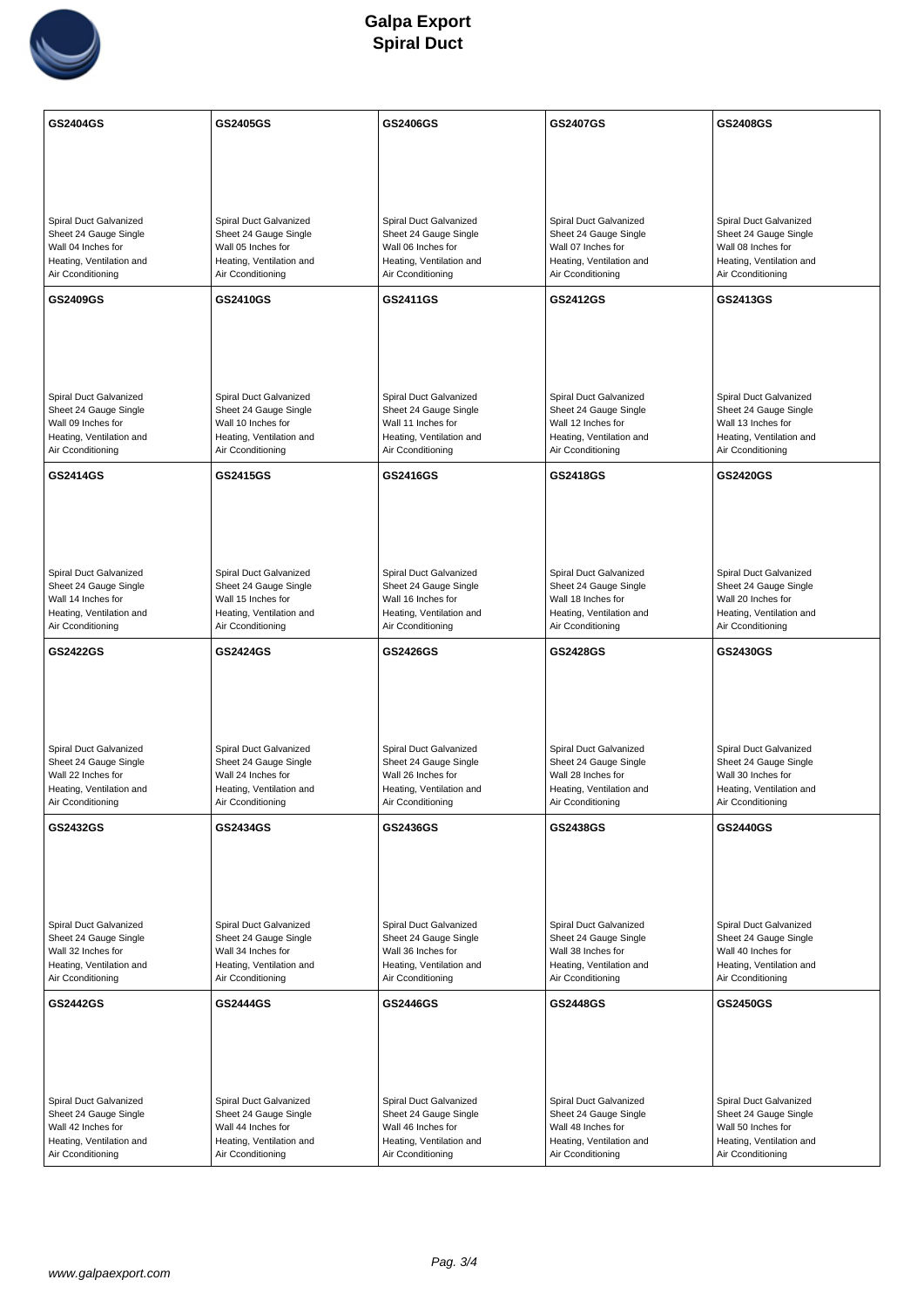# Galpa Export
## Spiral Duct

| GS2404GS | GS2405GS | GS2406GS | GS2407GS | GS2408GS |
|---|---|---|---|---|
| Spiral Duct Galvanized Sheet 24 Gauge Single Wall 04 Inches for Heating, Ventilation and Air Cconditioning | Spiral Duct Galvanized Sheet 24 Gauge Single Wall 05 Inches for Heating, Ventilation and Air Cconditioning | Spiral Duct Galvanized Sheet 24 Gauge Single Wall 06 Inches for Heating, Ventilation and Air Cconditioning | Spiral Duct Galvanized Sheet 24 Gauge Single Wall 07 Inches for Heating, Ventilation and Air Cconditioning | Spiral Duct Galvanized Sheet 24 Gauge Single Wall 08 Inches for Heating, Ventilation and Air Cconditioning |
| **GS2409GS** | **GS2410GS** | **GS2411GS** | **GS2412GS** | **GS2413GS** |
| Spiral Duct Galvanized Sheet 24 Gauge Single Wall 09 Inches for Heating, Ventilation and Air Cconditioning | Spiral Duct Galvanized Sheet 24 Gauge Single Wall 10 Inches for Heating, Ventilation and Air Cconditioning | Spiral Duct Galvanized Sheet 24 Gauge Single Wall 11 Inches for Heating, Ventilation and Air Cconditioning | Spiral Duct Galvanized Sheet 24 Gauge Single Wall 12 Inches for Heating, Ventilation and Air Cconditioning | Spiral Duct Galvanized Sheet 24 Gauge Single Wall 13 Inches for Heating, Ventilation and Air Cconditioning |
| **GS2414GS** | **GS2415GS** | **GS2416GS** | **GS2418GS** | **GS2420GS** |
| Spiral Duct Galvanized Sheet 24 Gauge Single Wall 14 Inches for Heating, Ventilation and Air Cconditioning | Spiral Duct Galvanized Sheet 24 Gauge Single Wall 15 Inches for Heating, Ventilation and Air Cconditioning | Spiral Duct Galvanized Sheet 24 Gauge Single Wall 16 Inches for Heating, Ventilation and Air Cconditioning | Spiral Duct Galvanized Sheet 24 Gauge Single Wall 18 Inches for Heating, Ventilation and Air Cconditioning | Spiral Duct Galvanized Sheet 24 Gauge Single Wall 20 Inches for Heating, Ventilation and Air Cconditioning |
| **GS2422GS** | **GS2424GS** | **GS2426GS** | **GS2428GS** | **GS2430GS** |
| Spiral Duct Galvanized Sheet 24 Gauge Single Wall 22 Inches for Heating, Ventilation and Air Cconditioning | Spiral Duct Galvanized Sheet 24 Gauge Single Wall 24 Inches for Heating, Ventilation and Air Cconditioning | Spiral Duct Galvanized Sheet 24 Gauge Single Wall 26 Inches for Heating, Ventilation and Air Cconditioning | Spiral Duct Galvanized Sheet 24 Gauge Single Wall 28 Inches for Heating, Ventilation and Air Cconditioning | Spiral Duct Galvanized Sheet 24 Gauge Single Wall 30 Inches for Heating, Ventilation and Air Cconditioning |
| **GS2432GS** | **GS2434GS** | **GS2436GS** | **GS2438GS** | **GS2440GS** |
| Spiral Duct Galvanized Sheet 24 Gauge Single Wall 32 Inches for Heating, Ventilation and Air Cconditioning | Spiral Duct Galvanized Sheet 24 Gauge Single Wall 34 Inches for Heating, Ventilation and Air Cconditioning | Spiral Duct Galvanized Sheet 24 Gauge Single Wall 36 Inches for Heating, Ventilation and Air Cconditioning | Spiral Duct Galvanized Sheet 24 Gauge Single Wall 38 Inches for Heating, Ventilation and Air Cconditioning | Spiral Duct Galvanized Sheet 24 Gauge Single Wall 40 Inches for Heating, Ventilation and Air Cconditioning |
| **GS2442GS** | **GS2444GS** | **GS2446GS** | **GS2448GS** | **GS2450GS** |
| Spiral Duct Galvanized Sheet 24 Gauge Single Wall 42 Inches for Heating, Ventilation and Air Cconditioning | Spiral Duct Galvanized Sheet 24 Gauge Single Wall 44 Inches for Heating, Ventilation and Air Cconditioning | Spiral Duct Galvanized Sheet 24 Gauge Single Wall 46 Inches for Heating, Ventilation and Air Cconditioning | Spiral Duct Galvanized Sheet 24 Gauge Single Wall 48 Inches for Heating, Ventilation and Air Cconditioning | Spiral Duct Galvanized Sheet 24 Gauge Single Wall 50 Inches for Heating, Ventilation and Air Cconditioning |

www.galpaexport.com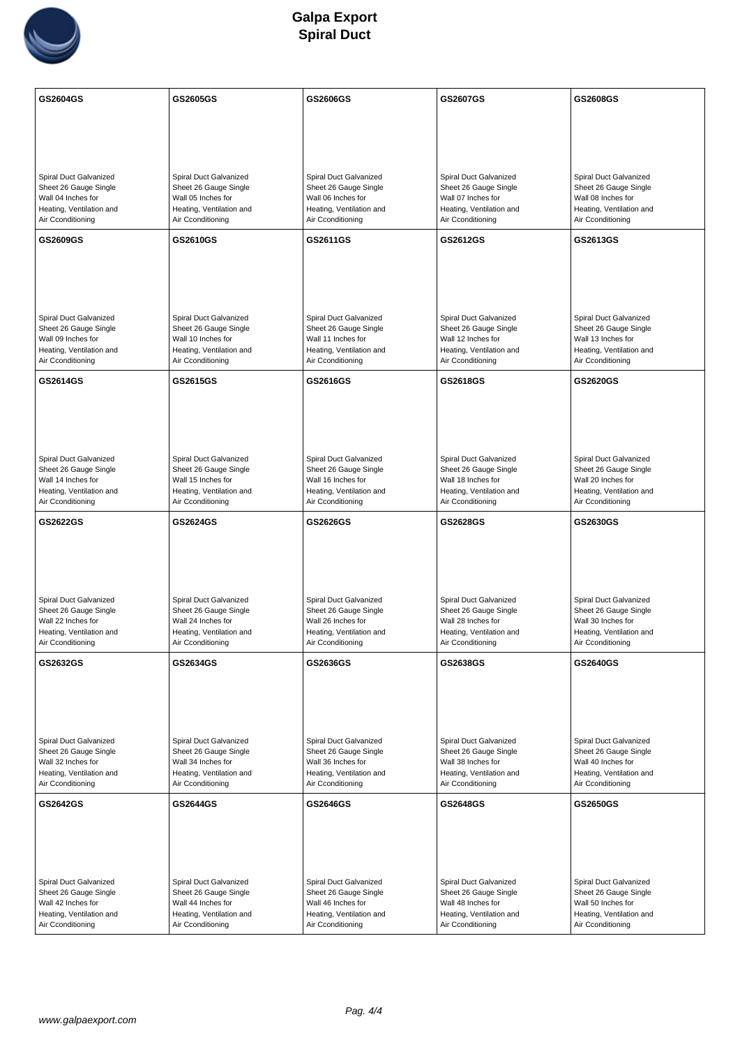# Galpa Export
## Spiral Duct

| | | | | |
|---|---|---|---|---|
| **GS2604GS**<br><br>Spiral Duct Galvanized Sheet 26 Gauge Single Wall 04 Inches for Heating, Ventilation and Air Cconditioning | **GS2605GS**<br><br>Spiral Duct Galvanized Sheet 26 Gauge Single Wall 05 Inches for Heating, Ventilation and Air Cconditioning | **GS2606GS**<br><br>Spiral Duct Galvanized Sheet 26 Gauge Single Wall 06 Inches for Heating, Ventilation and Air Cconditioning | **GS2607GS**<br><br>Spiral Duct Galvanized Sheet 26 Gauge Single Wall 07 Inches for Heating, Ventilation and Air Cconditioning | **GS2608GS**<br><br>Spiral Duct Galvanized Sheet 26 Gauge Single Wall 08 Inches for Heating, Ventilation and Air Cconditioning |
| **GS2609GS**<br><br>Spiral Duct Galvanized Sheet 26 Gauge Single Wall 09 Inches for Heating, Ventilation and Air Cconditioning | **GS2610GS**<br><br>Spiral Duct Galvanized Sheet 26 Gauge Single Wall 10 Inches for Heating, Ventilation and Air Cconditioning | **GS2611GS**<br><br>Spiral Duct Galvanized Sheet 26 Gauge Single Wall 11 Inches for Heating, Ventilation and Air Cconditioning | **GS2612GS**<br><br>Spiral Duct Galvanized Sheet 26 Gauge Single Wall 12 Inches for Heating, Ventilation and Air Cconditioning | **GS2613GS**<br><br>Spiral Duct Galvanized Sheet 26 Gauge Single Wall 13 Inches for Heating, Ventilation and Air Cconditioning |
| **GS2614GS**<br><br>Spiral Duct Galvanized Sheet 26 Gauge Single Wall 14 Inches for Heating, Ventilation and Air Cconditioning | **GS2615GS**<br><br>Spiral Duct Galvanized Sheet 26 Gauge Single Wall 15 Inches for Heating, Ventilation and Air Cconditioning | **GS2616GS**<br><br>Spiral Duct Galvanized Sheet 26 Gauge Single Wall 16 Inches for Heating, Ventilation and Air Cconditioning | **GS2618GS**<br><br>Spiral Duct Galvanized Sheet 26 Gauge Single Wall 18 Inches for Heating, Ventilation and Air Cconditioning | **GS2620GS**<br><br>Spiral Duct Galvanized Sheet 26 Gauge Single Wall 20 Inches for Heating, Ventilation and Air Cconditioning |
| **GS2622GS**<br><br>Spiral Duct Galvanized Sheet 26 Gauge Single Wall 22 Inches for Heating, Ventilation and Air Cconditioning | **GS2624GS**<br><br>Spiral Duct Galvanized Sheet 26 Gauge Single Wall 24 Inches for Heating, Ventilation and Air Cconditioning | **GS2626GS**<br><br>Spiral Duct Galvanized Sheet 26 Gauge Single Wall 26 Inches for Heating, Ventilation and Air Cconditioning | **GS2628GS**<br><br>Spiral Duct Galvanized Sheet 26 Gauge Single Wall 28 Inches for Heating, Ventilation and Air Cconditioning | **GS2630GS**<br><br>Spiral Duct Galvanized Sheet 26 Gauge Single Wall 30 Inches for Heating, Ventilation and Air Cconditioning |
| **GS2632GS**<br><br>Spiral Duct Galvanized Sheet 26 Gauge Single Wall 32 Inches for Heating, Ventilation and Air Cconditioning | **GS2634GS**<br><br>Spiral Duct Galvanized Sheet 26 Gauge Single Wall 34 Inches for Heating, Ventilation and Air Cconditioning | **GS2636GS**<br><br>Spiral Duct Galvanized Sheet 26 Gauge Single Wall 36 Inches for Heating, Ventilation and Air Cconditioning | **GS2638GS**<br><br>Spiral Duct Galvanized Sheet 26 Gauge Single Wall 38 Inches for Heating, Ventilation and Air Cconditioning | **GS2640GS**<br><br>Spiral Duct Galvanized Sheet 26 Gauge Single Wall 40 Inches for Heating, Ventilation and Air Cconditioning |
| **GS2642GS**<br><br>Spiral Duct Galvanized Sheet 26 Gauge Single Wall 42 Inches for Heating, Ventilation and Air Cconditioning | **GS2644GS**<br><br>Spiral Duct Galvanized Sheet 26 Gauge Single Wall 44 Inches for Heating, Ventilation and Air Cconditioning | **GS2646GS**<br><br>Spiral Duct Galvanized Sheet 26 Gauge Single Wall 46 Inches for Heating, Ventilation and Air Cconditioning | **GS2648GS**<br><br>Spiral Duct Galvanized Sheet 26 Gauge Single Wall 48 Inches for Heating, Ventilation and Air Cconditioning | **GS2650GS**<br><br>Spiral Duct Galvanized Sheet 26 Gauge Single Wall 50 Inches for Heating, Ventilation and Air Cconditioning |

www.galpaexport.com